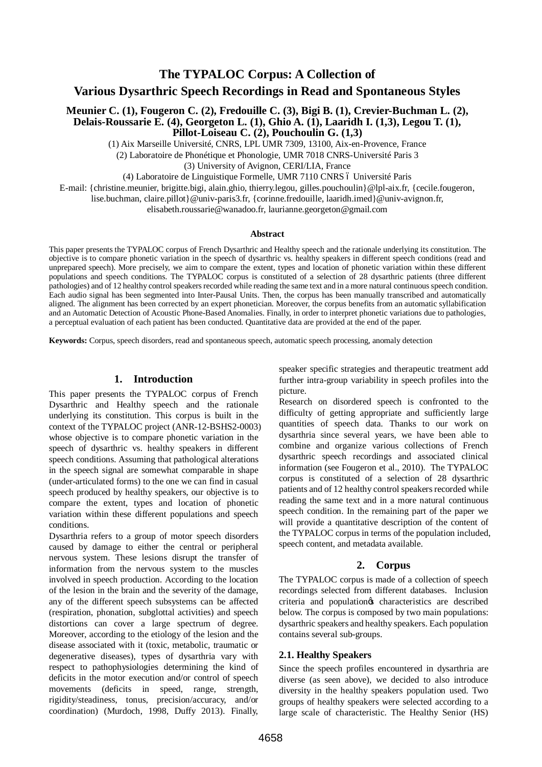# The TYPALOC Corpus: A Collection of Various Dysarthric Speech Recordings in Read and Spontaneous Styles

**Meunier C. (1), Fougeron C. (2), Fredouille C. (3), Bigi B. (1), Crevier-Buchman L. (2), Delais-Roussarie E. (4), Georgeton L. (1), Ghio A. (1), Laaridh I. (1,3), Legou T. (1), Pillot-Loiseau C. (2), Pouchoulin G. (1,3)**

(1) Aix Marseille Université, CNRS, LPL UMR 7309, 13100, Aix-en-Provence, France

(2) Laboratoire de Phonétique et Phonologie, UMR 7018 CNRS-Université Paris 3

(3) University of Avignon, CERI/LIA, France

(4) Laboratoire de Linguistique Formelle, UMR 7110 CNRS – Université Paris

E-mail: {christine.meunier, brigitte.bigi, alain.ghio, thierry.legou, gilles.pouchoulin}@lpl-aix.fr, {cecile.fougeron, lise.buchman, claire.pillot}@univ-paris3.fr, {corinne.fredouille, laaridh.imed}@univ-avignon.fr, elisabeth.roussarie@wanadoo.fr, laurianne.georgeton@gmail.com

### Abstract

This paper presents the TYPALOC corpus of French Dysarthric and Healthy speech and the rationale underlying its constitution. The objective is to compare phonetic variation in the speech of dysarthric vs. healthy speakers in different speech conditions (read and unprepared speech). More precisely, we aim to compare the extent, types and location of phonetic variation within these different populations and speech conditions. The TYPALOC corpus is constituted of a selection of 28 dysarthric patients (three different pathologies) and of 12 healthy control speakers recorded while reading the same text and in a more natural continuous speech condition. Each audio signal has been segmented into Inter-Pausal Units. Then, the corpus has been manually transcribed and automatically aligned. The alignment has been corrected by an expert phonetician. Moreover, the corpus benefits from an automatic syllabification and an Automatic Detection of Acoustic Phone-Based Anomalies. Finally, in order to interpret phonetic variations due to pathologies, a perceptual evaluation of each patient has been conducted. Quantitative data are provided at the end of the paper.

**Keywords:** Corpus, speech disorders, read and spontaneous speech, automatic speech processing, anomaly detection

## 1. Introduction

This paper presents the TYPALOC corpus of French Dysarthric and Healthy speech and the rationale underlying its constitution. This corpus is built in the context of the TYPALOC project (ANR-12-BSHS2-0003) whose objective is to compare phonetic variation in the speech of dysarthric vs. healthy speakers in different speech conditions. Assuming that pathological alterations in the speech signal are somewhat comparable in shape (under-articulated forms) to the one we can find in casual speech produced by healthy speakers, our objective is to compare the extent, types and location of phonetic variation within these different populations and speech conditions.

Dysarthria refers to a group of motor speech disorders caused by damage to either the central or peripheral nervous system. These lesions disrupt the transfer of information from the nervous system to the muscles involved in speech production. According to the location of the lesion in the brain and the severity of the damage, any of the different speech subsystems can be affected (respiration, phonation, subglottal activities) and speech distortions can cover a large spectrum of degree. Moreover, according to the etiology of the lesion and the disease associated with it (toxic, metabolic, traumatic or degenerative diseases), types of dysarthria vary with respect to pathophysiologies determining the kind of deficits in the motor execution and/or control of speech movements (deficits in speed, range, strength, rigidity/steadiness, tonus, precision/accuracy, and/or coordination) (Murdoch, 1998, Duffy 2013). Finally, speaker specific strategies and therapeutic treatment add further intra-group variability in speech profiles into the picture.

Research on disordered speech is confronted to the difficulty of getting appropriate and sufficiently large quantities of speech data. Thanks to our work on dysarthria since several years, we have been able to combine and organize various collections of French dysarthric speech recordings and associated clinical information (see Fougeron et al., 2010). The TYPALOC corpus is constituted of a selection of 28 dysarthric patients and of 12 healthy control speakers recorded while reading the same text and in a more natural continuous speech condition. In the remaining part of the paper we will provide a quantitative description of the content of the TYPALOC corpus in terms of the population included, speech content, and metadata available.

## 2. Corpus

The TYPALOC corpus is made of a collection of speech recordings selected from different databases. Inclusion criteria and population's characteristics are described below. The corpus is composed by two main populations: dysarthric speakers and healthy speakers. Each population contains several sub-groups.

### 2.1. Healthy Speakers

Since the speech profiles encountered in dysarthria are diverse (as seen above), we decided to also introduce diversity in the healthy speakers population used. Two groups of healthy speakers were selected according to a large scale of characteristic. The Healthy Senior (HS)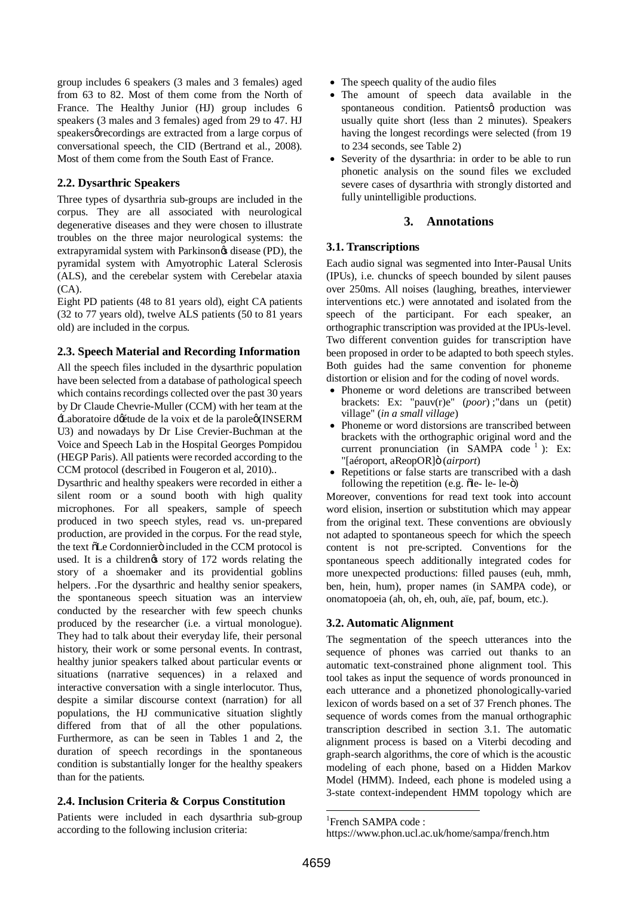group includes 6 speakers (3 males and 3 females) aged from 63 to 82. Most of them come from the North of France. The Healthy Junior (HJ) group includes 6 speakers (3 males and 3 females) aged from 29 to 47. HJ speakers' recordings are extracted from a large corpus of conversational speech, the CID (Bertrand et al., 2008). Most of them come from the South East of France.

### 2.2. Dysarthric Speakers

Three types of dysarthria sub-groups are included in the corpus. They are all associated with neurological degenerative diseases and they were chosen to illustrate troubles on the three major neurological systems: the extrapyramidal system with Parkinson's disease (PD), the pyramidal system with Amyotrophic Lateral Sclerosis (ALS), and the cerebelar system with Cerebelar ataxia (CA).

Eight PD patients (48 to 81 years old), eight CA patients (32 to 77 years old), twelve ALS patients (50 to 81 years old) are included in the corpus.

### 2.3. Speech Material and Recording Information

All the speech files included in the dysarthric population have been selected from a database of pathological speech which contains recordings collected over the past 30 years by Dr Claude Chevrie-Muller (CCM) with her team at the 'Laboratoire d'étude de la voix et de la parole' (INSERM U3) and nowadays by Dr Lise Crevier-Buchman at the Voice and Speech Lab in the Hospital Georges Pompidou (HEGP Paris). All patients were recorded according to the CCM protocol (described in Fougeron et al, 2010)..

Dysarthric and healthy speakers were recorded in either a silent room or a sound booth with high quality microphones. For all speakers, sample of speech produced in two speech styles, read vs. un-prepared production, are provided in the corpus. For the read style, the text "Le Cordonnier" included in the CCM protocol is used. It is a children's story of 172 words relating the story of a shoemaker and its providential goblins helpers. .For the dysarthric and healthy senior speakers, the spontaneous speech situation was an interview conducted by the researcher with few speech chunks produced by the researcher (i.e. a virtual monologue). They had to talk about their everyday life, their personal history, their work or some personal events. In contrast, healthy junior speakers talked about particular events or situations (narrative sequences) in a relaxed and interactive conversation with a single interlocutor. Thus, despite a similar discourse context (narration) for all populations, the HJ communicative situation slightly differed from that of all the other populations. Furthermore, as can be seen in Tables 1 and 2, the duration of speech recordings in the spontaneous condition is substantially longer for the healthy speakers than for the patients.

### 2.4. Inclusion Criteria & Corpus Constitution

Patients were included in each dysarthria sub-group according to the following inclusion criteria:

- The speech quality of the audio files
- The amount of speech data available in the spontaneous condition. Patients' production was usually quite short (less than 2 minutes). Speakers having the longest recordings were selected (from 19 to 234 seconds, see Table 2)
- Severity of the dysarthria: in order to be able to run phonetic analysis on the sound files we excluded severe cases of dysarthria with strongly distorted and fully unintelligible productions.

## 3. Annotations

### 3.1. Transcriptions

Each audio signal was segmented into Inter-Pausal Units (IPUs), i.e. chuncks of speech bounded by silent pauses over 250ms. All noises (laughing, breathes, interviewer interventions etc.) were annotated and isolated from the speech of the participant. For each speaker, an orthographic transcription was provided at the IPUs-level. Two different convention guides for transcription have been proposed in order to be adapted to both speech styles. Both guides had the same convention for phoneme distortion or elision and for the coding of novel words.

- Phoneme or word deletions are transcribed between brackets: Ex: "pauv(r)e" (*poor*) ;"dans un (petit) village" (*in a small village*)
- Phoneme or word distorsions are transcribed between brackets with the orthographic original word and the current pronunciation (in SAMPA code [1] ): Ex: "[aéroport, aReopOR]" (*airport*)
- Repetitions or false starts are transcribed with a dash following the repetition (e.g. "le- le- le-")

Moreover, conventions for read text took into account word elision, insertion or substitution which may appear from the original text. These conventions are obviously not adapted to spontaneous speech for which the speech content is not pre-scripted. Conventions for the spontaneous speech additionally integrated codes for more unexpected productions: filled pauses (euh, mmh, ben, hein, hum), proper names (in SAMPA code), or onomatopoeia (ah, oh, eh, ouh, aïe, paf, boum, etc.).

### 3.2. Automatic Alignment

The segmentation of the speech utterances into the sequence of phones was carried out thanks to an automatic text-constrained phone alignment tool. This tool takes as input the sequence of words pronounced in each utterance and a phonetized phonologically-varied lexicon of words based on a set of 37 French phones. The sequence of words comes from the manual orthographic transcription described in section 3.1. The automatic alignment process is based on a Viterbi decoding and graph-search algorithms, the core of which is the acoustic modeling of each phone, based on a Hidden Markov Model (HMM). Indeed, each phone is modeled using a 3-state context-independent HMM topology which are

[1] French SAMPA code : https://www.phon.ucl.ac.uk/home/sampa/french.htm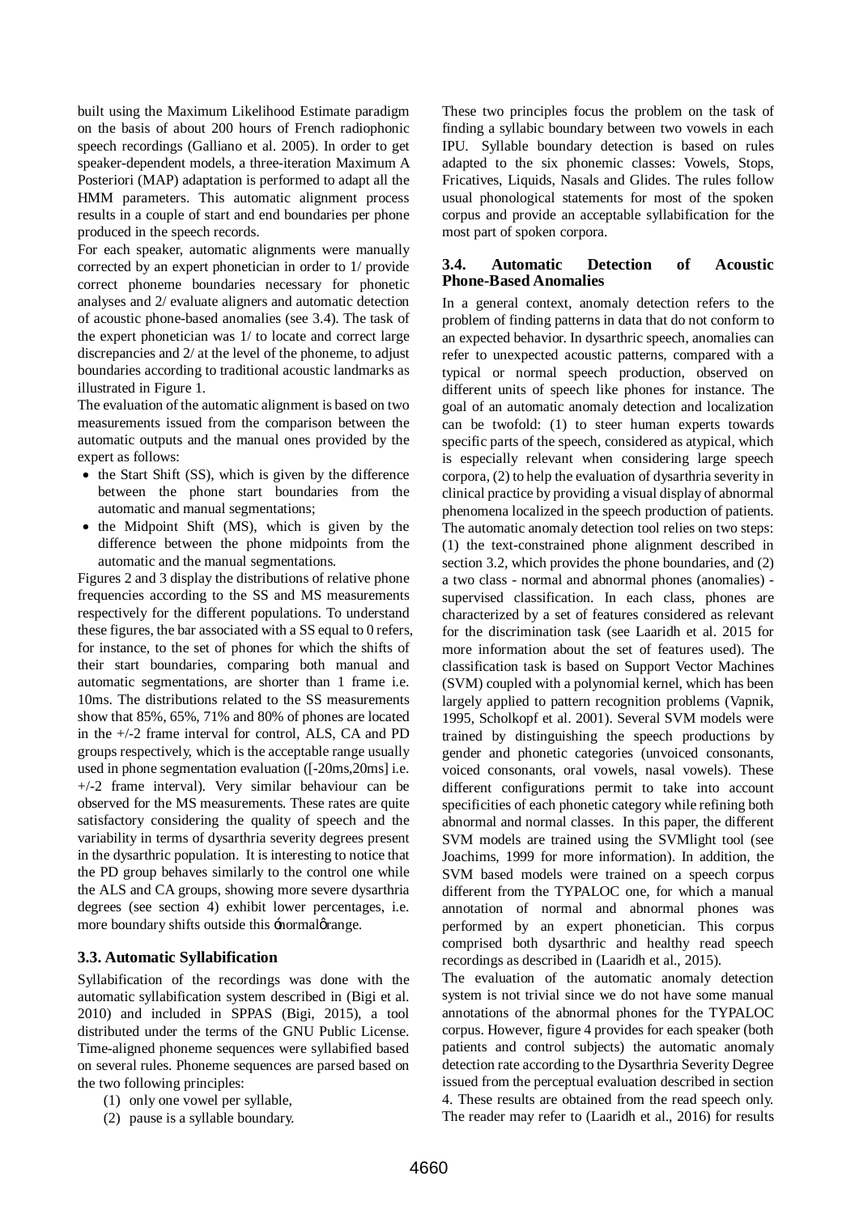built using the Maximum Likelihood Estimate paradigm on the basis of about 200 hours of French radiophonic speech recordings (Galliano et al. 2005). In order to get speaker-dependent models, a three-iteration Maximum A Posteriori (MAP) adaptation is performed to adapt all the HMM parameters. This automatic alignment process results in a couple of start and end boundaries per phone produced in the speech records.

For each speaker, automatic alignments were manually corrected by an expert phonetician in order to 1/ provide correct phoneme boundaries necessary for phonetic analyses and 2/ evaluate aligners and automatic detection of acoustic phone-based anomalies (see 3.4). The task of the expert phonetician was 1/ to locate and correct large discrepancies and 2/ at the level of the phoneme, to adjust boundaries according to traditional acoustic landmarks as illustrated in Figure 1.

The evaluation of the automatic alignment is based on two measurements issued from the comparison between the automatic outputs and the manual ones provided by the expert as follows:

- the Start Shift (SS), which is given by the difference between the phone start boundaries from the automatic and manual segmentations;
- the Midpoint Shift (MS), which is given by the difference between the phone midpoints from the automatic and the manual segmentations.

Figures 2 and 3 display the distributions of relative phone frequencies according to the SS and MS measurements respectively for the different populations. To understand these figures, the bar associated with a SS equal to 0 refers, for instance, to the set of phones for which the shifts of their start boundaries, comparing both manual and automatic segmentations, are shorter than 1 frame i.e. 10ms. The distributions related to the SS measurements show that 85%, 65%, 71% and 80% of phones are located in the +/-2 frame interval for control, ALS, CA and PD groups respectively, which is the acceptable range usually used in phone segmentation evaluation ([-20ms,20ms] i.e. +/-2 frame interval). Very similar behaviour can be observed for the MS measurements. These rates are quite satisfactory considering the quality of speech and the variability in terms of dysarthria severity degrees present in the dysarthric population. It is interesting to notice that the PD group behaves similarly to the control one while the ALS and CA groups, showing more severe dysarthria degrees (see section 4) exhibit lower percentages, i.e. more boundary shifts outside this 'normal' range.

### 3.3. Automatic Syllabification

Syllabification of the recordings was done with the automatic syllabification system described in (Bigi et al. 2010) and included in SPPAS (Bigi, 2015), a tool distributed under the terms of the GNU Public License. Time-aligned phoneme sequences were syllabified based on several rules. Phoneme sequences are parsed based on the two following principles:

(1) only one vowel per syllable,
(2) pause is a syllable boundary.

These two principles focus the problem on the task of finding a syllabic boundary between two vowels in each IPU. Syllable boundary detection is based on rules adapted to the six phonemic classes: Vowels, Stops, Fricatives, Liquids, Nasals and Glides. The rules follow usual phonological statements for most of the spoken corpus and provide an acceptable syllabification for the most part of spoken corpora.

### 3.4. Automatic Detection of Acoustic Phone-Based Anomalies

In a general context, anomaly detection refers to the problem of finding patterns in data that do not conform to an expected behavior. In dysarthric speech, anomalies can refer to unexpected acoustic patterns, compared with a typical or normal speech production, observed on different units of speech like phones for instance. The goal of an automatic anomaly detection and localization can be twofold: (1) to steer human experts towards specific parts of the speech, considered as atypical, which is especially relevant when considering large speech corpora, (2) to help the evaluation of dysarthria severity in clinical practice by providing a visual display of abnormal phenomena localized in the speech production of patients. The automatic anomaly detection tool relies on two steps: (1) the text-constrained phone alignment described in section 3.2, which provides the phone boundaries, and (2) a two class - normal and abnormal phones (anomalies) - supervised classification. In each class, phones are characterized by a set of features considered as relevant for the discrimination task (see Laaridh et al. 2015 for more information about the set of features used). The classification task is based on Support Vector Machines (SVM) coupled with a polynomial kernel, which has been largely applied to pattern recognition problems (Vapnik, 1995, Scholkopf et al. 2001). Several SVM models were trained by distinguishing the speech productions by gender and phonetic categories (unvoiced consonants, voiced consonants, oral vowels, nasal vowels). These different configurations permit to take into account specificities of each phonetic category while refining both abnormal and normal classes. In this paper, the different SVM models are trained using the SVMlight tool (see Joachims, 1999 for more information). In addition, the SVM based models were trained on a speech corpus different from the TYPALOC one, for which a manual annotation of normal and abnormal phones was performed by an expert phonetician. This corpus comprised both dysarthric and healthy read speech recordings as described in (Laaridh et al., 2015).

The evaluation of the automatic anomaly detection system is not trivial since we do not have some manual annotations of the abnormal phones for the TYPALOC corpus. However, figure 4 provides for each speaker (both patients and control subjects) the automatic anomaly detection rate according to the Dysarthria Severity Degree issued from the perceptual evaluation described in section 4. These results are obtained from the read speech only. The reader may refer to (Laaridh et al., 2016) for results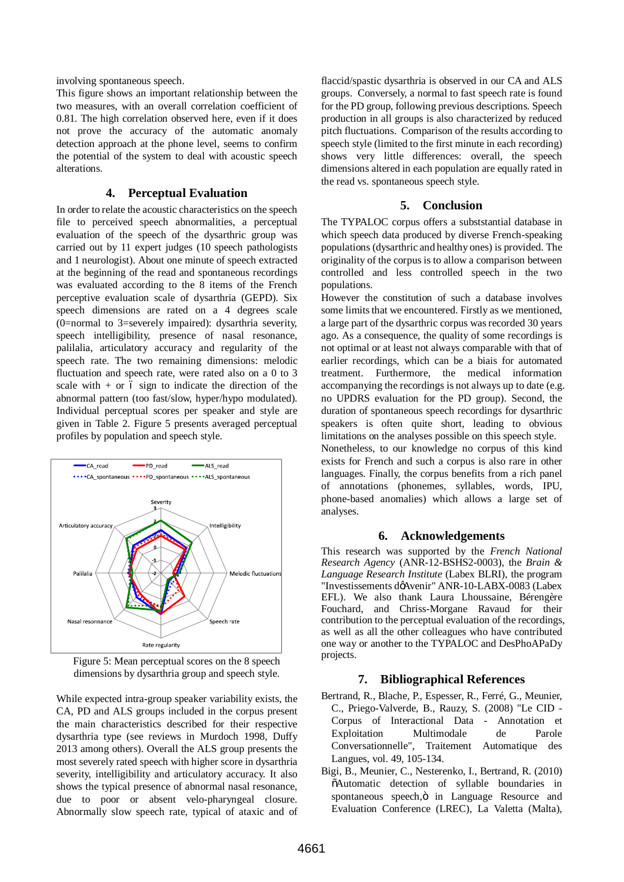involving spontaneous speech.

This figure shows an important relationship between the two measures, with an overall correlation coefficient of 0.81. The high correlation observed here, even if it does not prove the accuracy of the automatic anomaly detection approach at the phone level, seems to confirm the potential of the system to deal with acoustic speech alterations.

## 4. Perceptual Evaluation

In order to relate the acoustic characteristics on the speech file to perceived speech abnormalities, a perceptual evaluation of the speech of the dysarthric group was carried out by 11 expert judges (10 speech pathologists and 1 neurologist). About one minute of speech extracted at the beginning of the read and spontaneous recordings was evaluated according to the 8 items of the French perceptive evaluation scale of dysarthria (GEPD). Six speech dimensions are rated on a 4 degrees scale (0=normal to 3=severely impaired): dysarthria severity, speech intelligibility, presence of nasal resonance, palilalia, articulatory accuracy and regularity of the speech rate. The two remaining dimensions: melodic fluctuation and speech rate, were rated also on a 0 to 3 scale with + or ï sign to indicate the direction of the abnormal pattern (too fast/slow, hyper/hypo modulated). Individual perceptual scores per speaker and style are given in Table 2. Figure 5 presents averaged perceptual profiles by population and speech style.

Figure 5: Mean perceptual scores on the 8 speech dimensions by dysarthria group and speech style.

While expected intra-group speaker variability exists, the CA, PD and ALS groups included in the corpus present the main characteristics described for their respective dysarthria type (see reviews in Murdoch 1998, Duffy 2013 among others). Overall the ALS group presents the most severely rated speech with higher score in dysarthria severity, intelligibility and articulatory accuracy. It also shows the typical presence of abnormal nasal resonance, due to poor or absent velo-pharyngeal closure. Abnormally slow speech rate, typical of ataxic and of flaccid/spastic dysarthria is observed in our CA and ALS groups. Conversely, a normal to fast speech rate is found for the PD group, following previous descriptions. Speech production in all groups is also characterized by reduced pitch fluctuations. Comparison of the results according to speech style (limited to the first minute in each recording) shows very little differences: overall, the speech dimensions altered in each population are equally rated in the read vs. spontaneous speech style.

## 5. Conclusion

The TYPALOC corpus offers a substSantial database in which speech data produced by diverse French-speaking populations (dysarthric and healthy ones) is provided. The originality of the corpus is to allow a comparison between controlled and less controlled speech in the two populations.

However the constitution of such a database involves some limits that we encountered. Firstly as we mentioned, a large part of the dysarthric corpus was recorded 30 years ago. As a consequence, the quality of some recordings is not optimal or at least not always comparable with that of earlier recordings, which can be a biais for automated treatment. Furthermore, the medical information accompanying the recordings is not always up to date (e.g. no UPDRS evaluation for the PD group). Second, the duration of spontaneous speech recordings for dysarthric speakers is often quite short, leading to obvious limitations on the analyses possible on this speech style.

Nonetheless, to our knowledge no corpus of this kind exists for French and such a corpus is also rare in other languages. Finally, the corpus benefits from a rich panel of annotations (phonemes, syllables, words, IPU, phone-based anomalies) which allows a large set of analyses.

## 6. Acknowledgements

This research was supported by the *French National Research Agency* (ANR-12-BSHS2-0003), the *Brain & Language Research Institute* (Labex BLRI), the program "Investissements dûAvenir" ANR-10-LABX-0083 (Labex EFL). We also thank Laura Lhoussaine, Bérengère Fouchard, and Chriss-Morgane Ravaud for their contribution to the perceptual evaluation of the recordings, as well as all the other colleagues who have contributed one way or another to the TYPALOC and DesPhoAPaDy projects.

## 7. Bibliographical References

Bertrand, R., Blache, P., Espesser, R., Ferré, G., Meunier, C., Priego-Valverde, B., Rauzy, S. (2008) "Le CID - Corpus of Interactional Data - Annotation et Exploitation Multimodale de Parole Conversationnelle", Traitement Automatique des Langues, vol. 49, 105-134.

Bigi, B., Meunier, C., Nesterenko, I., Bertrand, R. (2010) ñAutomatic detection of syllable boundaries in spontaneous speech,ò in Language Resource and Evaluation Conference (LREC), La Valetta (Malta),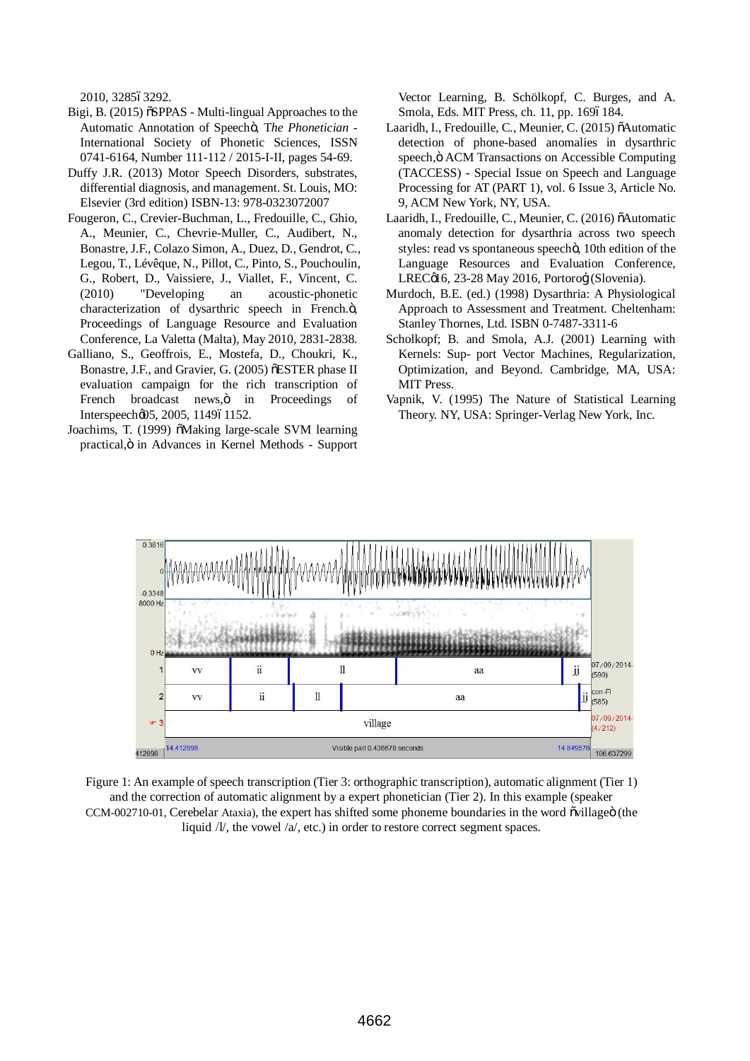2010, 3285–3292.

Bigi, B. (2015) "SPPAS - Multi-lingual Approaches to the Automatic Annotation of Speech", *The Phonetician* - International Society of Phonetic Sciences, ISSN 0741-6164, Number 111-112 / 2015-I-II, pages 54-69.

Duffy J.R. (2013) Motor Speech Disorders, substrates, differential diagnosis, and management. St. Louis, MO: Elsevier (3rd edition) ISBN-13: 978-0323072007

Fougeron, C., Crevier-Buchman, L., Fredouille, C., Ghio, A., Meunier, C., Chevrie-Muller, C., Audibert, N., Bonastre, J.F., Colazo Simon, A., Duez, D., Gendrot, C., Legou, T., Lévêque, N., Pillot, C., Pinto, S., Pouchoulin, G., Robert, D., Vaissiere, J., Viallet, F., Vincent, C. (2010) "Developing an acoustic-phonetic characterization of dysarthric speech in French.", Proceedings of Language Resource and Evaluation Conference, La Valetta (Malta), May 2010, 2831-2838.

Galliano, S., Geoffrois, E., Mostefa, D., Choukri, K., Bonastre, J.F., and Gravier, G. (2005) "ESTER phase II evaluation campaign for the rich transcription of French broadcast news," in Proceedings of Interspeech'05, 2005, 1149–1152.

Joachims, T. (1999) "Making large-scale SVM learning practical," in Advances in Kernel Methods - Support Vector Learning, B. Schölkopf, C. Burges, and A. Smola, Eds. MIT Press, ch. 11, pp. 169–184.

Laaridh, I., Fredouille, C., Meunier, C. (2015) "Automatic detection of phone-based anomalies in dysarthric speech," ACM Transactions on Accessible Computing (TACCESS) - Special Issue on Speech and Language Processing for AT (PART 1), vol. 6 Issue 3, Article No. 9, ACM New York, NY, USA.

Laaridh, I., Fredouille, C., Meunier, C. (2016) "Automatic anomaly detection for dysarthria across two speech styles: read vs spontaneous speech", 10th edition of the Language Resources and Evaluation Conference, LREC'16, 23-28 May 2016, Portorož (Slovenia).

Murdoch, B.E. (ed.) (1998) Dysarthria: A Physiological Approach to Assessment and Treatment. Cheltenham: Stanley Thornes, Ltd. ISBN 0-7487-3311-6

Scholkopf; B. and Smola, A.J. (2001) Learning with Kernels: Sup- port Vector Machines, Regularization, Optimization, and Beyond. Cambridge, MA, USA: MIT Press.

Vapnik, V. (1995) The Nature of Statistical Learning Theory. NY, USA: Springer-Verlag New York, Inc.

Figure 1: An example of speech transcription (Tier 3: orthographic transcription), automatic alignment (Tier 1) and the correction of automatic alignment by a expert phonetician (Tier 2). In this example (speaker CCM-002710-01, Cerebelar Ataxia), the expert has shifted some phoneme boundaries in the word "village" (the liquid /l/, the vowel /a/, etc.) in order to restore correct segment spaces.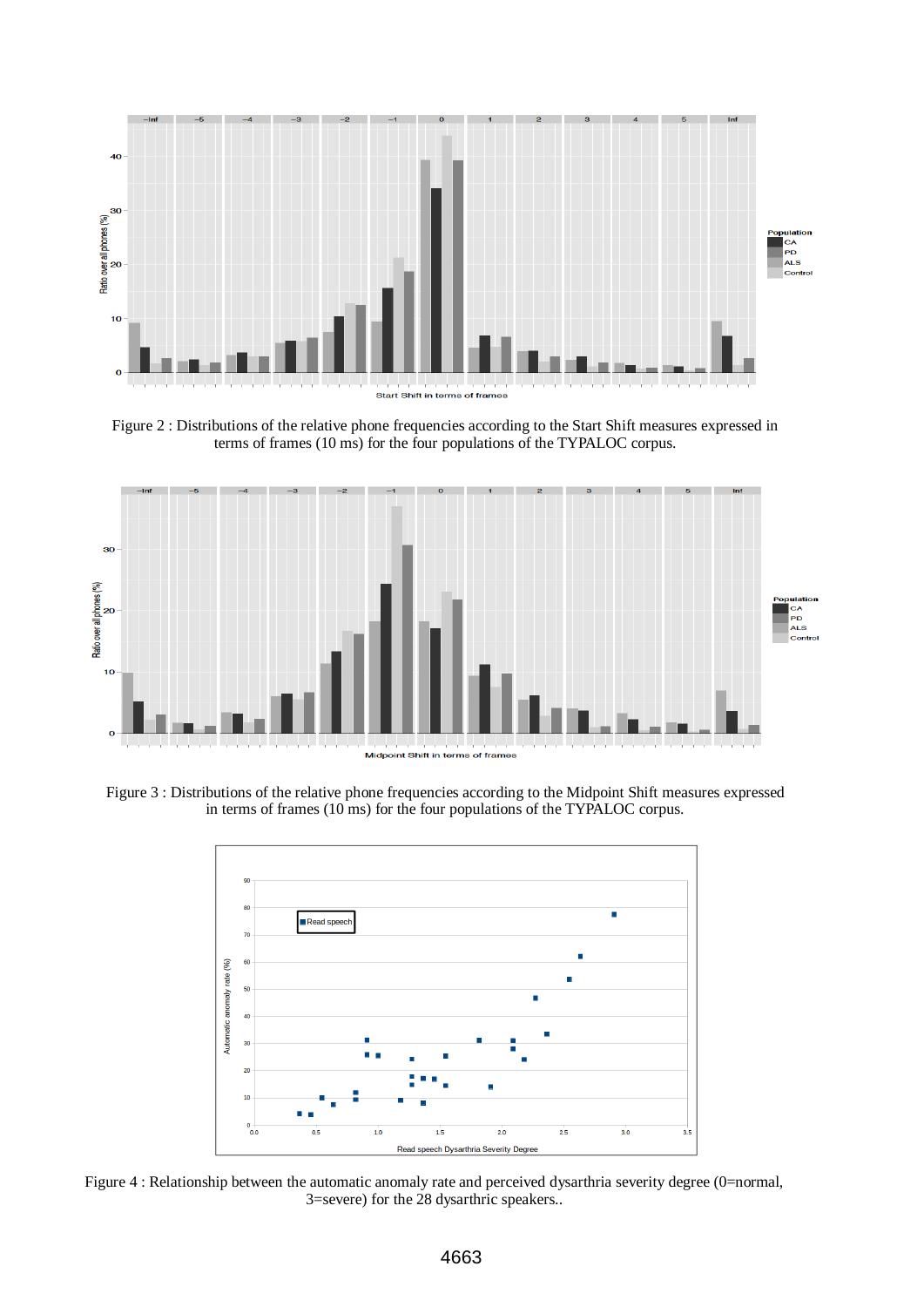Figure 2 : Distributions of the relative phone frequencies according to the Start Shift measures expressed in terms of frames (10 ms) for the four populations of the TYPALOC corpus.

Figure 3 : Distributions of the relative phone frequencies according to the Midpoint Shift measures expressed in terms of frames (10 ms) for the four populations of the TYPALOC corpus.

Figure 4 : Relationship between the automatic anomaly rate and perceived dysarthria severity degree (0=normal, 3=severe) for the 28 dysarthric speakers..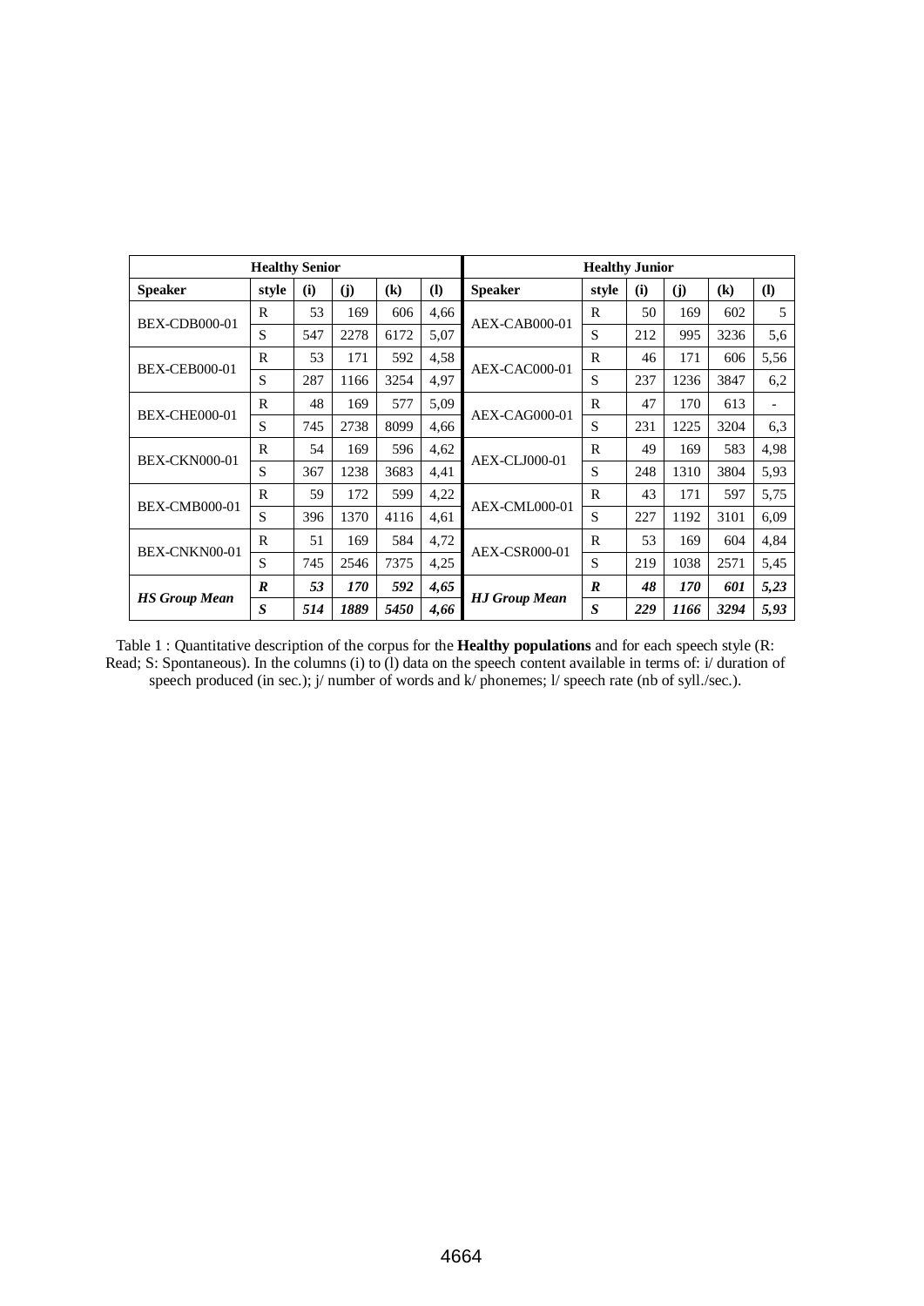| Healthy Senior | | | | | | Healthy Junior | | | | | |
|---|---|---|---|---|---|---|---|---|---|---|---|
| **Speaker** | **style** | **(i)** | **(j)** | **(k)** | **(l)** | **Speaker** | **style** | **(i)** | **(j)** | **(k)** | **(l)** |
| BEX-CDB000-01 | R | 53 | 169 | 606 | 4,66 | AEX-CAB000-01 | R | 50 | 169 | 602 | 5 |
| | S | 547 | 2278 | 6172 | 5,07 | | S | 212 | 995 | 3236 | 5,6 |
| BEX-CEB000-01 | R | 53 | 171 | 592 | 4,58 | AEX-CAC000-01 | R | 46 | 171 | 606 | 5,56 |
| | S | 287 | 1166 | 3254 | 4,97 | | S | 237 | 1236 | 3847 | 6,2 |
| BEX-CHE000-01 | R | 48 | 169 | 577 | 5,09 | AEX-CAG000-01 | R | 47 | 170 | 613 | - |
| | S | 745 | 2738 | 8099 | 4,66 | | S | 231 | 1225 | 3204 | 6,3 |
| BEX-CKN000-01 | R | 54 | 169 | 596 | 4,62 | AEX-CLJ000-01 | R | 49 | 169 | 583 | 4,98 |
| | S | 367 | 1238 | 3683 | 4,41 | | S | 248 | 1310 | 3804 | 5,93 |
| BEX-CMB000-01 | R | 59 | 172 | 599 | 4,22 | AEX-CML000-01 | R | 43 | 171 | 597 | 5,75 |
| | S | 396 | 1370 | 4116 | 4,61 | | S | 227 | 1192 | 3101 | 6,09 |
| BEX-CNKN00-01 | R | 51 | 169 | 584 | 4,72 | AEX-CSR000-01 | R | 53 | 169 | 604 | 4,84 |
| | S | 745 | 2546 | 7375 | 4,25 | | S | 219 | 1038 | 2571 | 5,45 |
| ***HS Group Mean*** | ***R*** | ***53*** | ***170*** | ***592*** | ***4,65*** | ***HJ Group Mean*** | ***R*** | ***48*** | ***170*** | ***601*** | ***5,23*** |
| | ***S*** | ***514*** | ***1889*** | ***5450*** | ***4,66*** | | ***S*** | ***229*** | ***1166*** | ***3294*** | ***5,93*** |

Table 1 : Quantitative description of the corpus for the **Healthy populations** and for each speech style (R: Read; S: Spontaneous). In the columns (i) to (l) data on the speech content available in terms of: i/ duration of speech produced (in sec.); j/ number of words and k/ phonemes; l/ speech rate (nb of syll./sec.).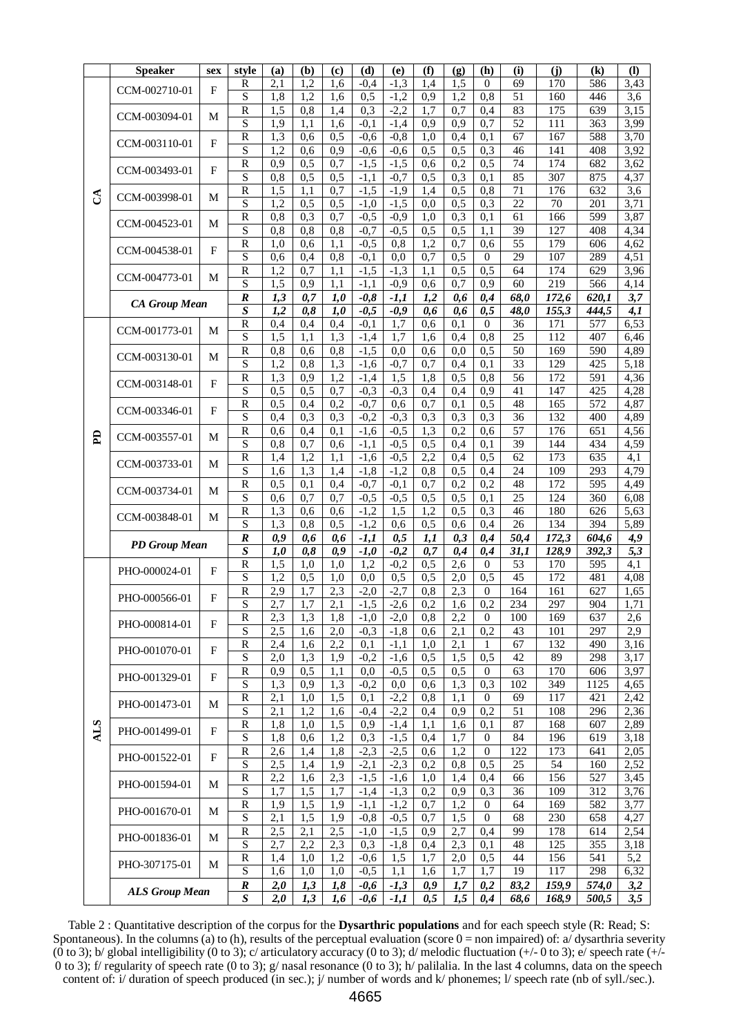| | Speaker | sex | style | (a) | (b) | (c) | (d) | (e) | (f) | (g) | (h) | (i) | (j) | (k) | (l) |
|---|---|---|---|---|---|---|---|---|---|---|---|---|---|---|---|
| CA | CCM-002710-01 | F | R | 2,1 | 1,2 | 1,6 | -0,4 | -1,3 | 1,4 | 1,5 | 0 | 69 | 170 | 586 | 3,43 |
| | | | S | 1,8 | 1,2 | 1,6 | 0,5 | -1,2 | 0,9 | 1,2 | 0,8 | 51 | 160 | 446 | 3,6 |
| | CCM-003094-01 | M | R | 1,5 | 0,8 | 1,4 | 0,3 | -2,2 | 1,7 | 0,7 | 0,4 | 83 | 175 | 639 | 3,15 |
| | | | S | 1,9 | 1,1 | 1,6 | -0,1 | -1,4 | 0,9 | 0,9 | 0,7 | 52 | 111 | 363 | 3,99 |
| | CCM-003110-01 | F | R | 1,3 | 0,6 | 0,5 | -0,6 | -0,8 | 1,0 | 0,4 | 0,1 | 67 | 167 | 588 | 3,70 |
| | | | S | 1,2 | 0,6 | 0,9 | -0,6 | -0,6 | 0,5 | 0,5 | 0,3 | 46 | 141 | 408 | 3,92 |
| | CCM-003493-01 | F | R | 0,9 | 0,5 | 0,7 | -1,5 | -1,5 | 0,6 | 0,2 | 0,5 | 74 | 174 | 682 | 3,62 |
| | | | S | 0,8 | 0,5 | 0,5 | -1,1 | -0,7 | 0,5 | 0,3 | 0,1 | 85 | 307 | 875 | 4,37 |
| | CCM-003998-01 | M | R | 1,5 | 1,1 | 0,7 | -1,5 | -1,9 | 1,4 | 0,5 | 0,8 | 71 | 176 | 632 | 3,6 |
| | | | S | 1,2 | 0,5 | 0,5 | -1,0 | -1,5 | 0,0 | 0,5 | 0,3 | 22 | 70 | 201 | 3,71 |
| | CCM-004523-01 | M | R | 0,8 | 0,3 | 0,7 | -0,5 | -0,9 | 1,0 | 0,3 | 0,1 | 61 | 166 | 599 | 3,87 |
| | | | S | 0,8 | 0,8 | 0,8 | -0,7 | -0,5 | 0,5 | 0,5 | 1,1 | 39 | 127 | 408 | 4,34 |
| | CCM-004538-01 | F | R | 1,0 | 0,6 | 1,1 | -0,5 | 0,8 | 1,2 | 0,7 | 0,6 | 55 | 179 | 606 | 4,62 |
| | | | S | 0,6 | 0,4 | 0,8 | -0,1 | 0,0 | 0,7 | 0,5 | 0 | 29 | 107 | 289 | 4,51 |
| | CCM-004773-01 | M | R | 1,2 | 0,7 | 1,1 | -1,5 | -1,3 | 1,1 | 0,5 | 0,5 | 64 | 174 | 629 | 3,96 |
| | | | S | 1,5 | 0,9 | 1,1 | -1,1 | -0,9 | 0,6 | 0,7 | 0,9 | 60 | 219 | 566 | 4,14 |
| | ***CA Group Mean*** | | ***R*** | ***1,3*** | ***0,7*** | ***1,0*** | ***-0,8*** | ***-1,1*** | ***1,2*** | ***0,6*** | ***0,4*** | ***68,0*** | ***172,6*** | ***620,1*** | ***3,7*** |
| | | | ***S*** | ***1,2*** | ***0,8*** | ***1,0*** | ***-0,5*** | ***-0,9*** | ***0,6*** | ***0,6*** | ***0,5*** | ***48,0*** | ***155,3*** | ***444,5*** | ***4,1*** |
| PD | CCM-001773-01 | M | R | 0,4 | 0,4 | 0,4 | -0,1 | 1,7 | 0,6 | 0,1 | 0 | 36 | 171 | 577 | 6,53 |
| | | | S | 1,5 | 1,1 | 1,3 | -1,4 | 1,7 | 1,6 | 0,4 | 0,8 | 25 | 112 | 407 | 6,46 |
| | CCM-003130-01 | M | R | 0,8 | 0,6 | 0,8 | -1,5 | 0,0 | 0,6 | 0,0 | 0,5 | 50 | 169 | 590 | 4,89 |
| | | | S | 1,2 | 0,8 | 1,3 | -1,6 | -0,7 | 0,7 | 0,4 | 0,1 | 33 | 129 | 425 | 5,18 |
| | CCM-003148-01 | F | R | 1,3 | 0,9 | 1,2 | -1,4 | 1,5 | 1,8 | 0,5 | 0,8 | 56 | 172 | 591 | 4,36 |
| | | | S | 0,5 | 0,5 | 0,7 | -0,3 | -0,3 | 0,4 | 0,4 | 0,9 | 41 | 147 | 425 | 4,28 |
| | CCM-003346-01 | F | R | 0,5 | 0,4 | 0,2 | -0,7 | 0,6 | 0,7 | 0,1 | 0,5 | 48 | 165 | 572 | 4,87 |
| | | | S | 0,4 | 0,3 | 0,3 | -0,2 | -0,3 | 0,3 | 0,3 | 0,3 | 36 | 132 | 400 | 4,89 |
| | CCM-003557-01 | M | R | 0,6 | 0,4 | 0,1 | -1,6 | -0,5 | 1,3 | 0,2 | 0,6 | 57 | 176 | 651 | 4,56 |
| | | | S | 0,8 | 0,7 | 0,6 | -1,1 | -0,5 | 0,5 | 0,4 | 0,1 | 39 | 144 | 434 | 4,59 |
| | CCM-003733-01 | M | R | 1,4 | 1,2 | 1,1 | -1,6 | -0,5 | 2,2 | 0,4 | 0,5 | 62 | 173 | 635 | 4,1 |
| | | | S | 1,6 | 1,3 | 1,4 | -1,8 | -1,2 | 0,8 | 0,5 | 0,4 | 24 | 109 | 293 | 4,79 |
| | CCM-003734-01 | M | R | 0,5 | 0,1 | 0,4 | -0,7 | -0,1 | 0,7 | 0,2 | 0,2 | 48 | 172 | 595 | 4,49 |
| | | | S | 0,6 | 0,7 | 0,7 | -0,5 | -0,5 | 0,5 | 0,5 | 0,1 | 25 | 124 | 360 | 6,08 |
| | CCM-003848-01 | M | R | 1,3 | 0,6 | 0,6 | -1,2 | 1,5 | 1,2 | 0,5 | 0,3 | 46 | 180 | 626 | 5,63 |
| | | | S | 1,3 | 0,8 | 0,5 | -1,2 | 0,6 | 0,5 | 0,6 | 0,4 | 26 | 134 | 394 | 5,89 |
| | ***PD Group Mean*** | | ***R*** | ***0,9*** | ***0,6*** | ***0,6*** | ***-1,1*** | ***0,5*** | ***1,1*** | ***0,3*** | ***0,4*** | ***50,4*** | ***172,3*** | ***604,6*** | ***4,9*** |
| | | | ***S*** | ***1,0*** | ***0,8*** | ***0,9*** | ***-1,0*** | ***-0,2*** | ***0,7*** | ***0,4*** | ***0,4*** | ***31,1*** | ***128,9*** | ***392,3*** | ***5,3*** |
| ALS | PHO-000024-01 | F | R | 1,5 | 1,0 | 1,0 | 1,2 | -0,2 | 0,5 | 2,6 | 0 | 53 | 170 | 595 | 4,1 |
| | | | S | 1,2 | 0,5 | 1,0 | 0,0 | 0,5 | 0,5 | 2,0 | 0,5 | 45 | 172 | 481 | 4,08 |
| | PHO-000566-01 | F | R | 2,9 | 1,7 | 2,3 | -2,0 | -2,7 | 0,8 | 2,3 | 0 | 164 | 161 | 627 | 1,65 |
| | | | S | 2,7 | 1,7 | 2,1 | -1,5 | -2,6 | 0,2 | 1,6 | 0,2 | 234 | 297 | 904 | 1,71 |
| | PHO-000814-01 | F | R | 2,3 | 1,3 | 1,8 | -1,0 | -2,0 | 0,8 | 2,2 | 0 | 100 | 169 | 637 | 2,6 |
| | | | S | 2,5 | 1,6 | 2,0 | -0,3 | -1,8 | 0,6 | 2,1 | 0,2 | 43 | 101 | 297 | 2,9 |
| | PHO-001070-01 | F | R | 2,4 | 1,6 | 2,2 | 0,1 | -1,1 | 1,0 | 2,1 | 1 | 67 | 132 | 490 | 3,16 |
| | | | S | 2,0 | 1,3 | 1,9 | -0,2 | -1,6 | 0,5 | 1,5 | 0,5 | 42 | 89 | 298 | 3,17 |
| | PHO-001329-01 | F | R | 0,9 | 0,5 | 1,1 | 0,0 | -0,5 | 0,5 | 0,5 | 0 | 63 | 170 | 606 | 3,97 |
| | | | S | 1,3 | 0,9 | 1,3 | -0,2 | 0,0 | 0,6 | 1,3 | 0,3 | 102 | 349 | 1125 | 4,65 |
| | PHO-001473-01 | M | R | 2,1 | 1,0 | 1,5 | 0,1 | -2,2 | 0,8 | 1,1 | 0 | 69 | 117 | 421 | 2,42 |
| | | | S | 2,1 | 1,2 | 1,6 | -0,4 | -2,2 | 0,4 | 0,9 | 0,2 | 51 | 108 | 296 | 2,36 |
| | PHO-001499-01 | F | R | 1,8 | 1,0 | 1,5 | 0,9 | -1,4 | 1,1 | 1,6 | 0,1 | 87 | 168 | 607 | 2,89 |
| | | | S | 1,8 | 0,6 | 1,2 | 0,3 | -1,5 | 0,4 | 1,7 | 0 | 84 | 196 | 619 | 3,18 |
| | PHO-001522-01 | F | R | 2,6 | 1,4 | 1,8 | -2,3 | -2,5 | 0,6 | 1,2 | 0 | 122 | 173 | 641 | 2,05 |
| | | | S | 2,5 | 1,4 | 1,9 | -2,1 | -2,3 | 0,2 | 0,8 | 0,5 | 25 | 54 | 160 | 2,52 |
| | PHO-001594-01 | M | R | 2,2 | 1,6 | 2,3 | -1,5 | -1,6 | 1,0 | 1,4 | 0,4 | 66 | 156 | 527 | 3,45 |
| | | | S | 1,7 | 1,5 | 1,7 | -1,4 | -1,3 | 0,2 | 0,9 | 0,3 | 36 | 109 | 312 | 3,76 |
| | PHO-001670-01 | M | R | 1,9 | 1,5 | 1,9 | -1,1 | -1,2 | 0,7 | 1,2 | 0 | 64 | 169 | 582 | 3,77 |
| | | | S | 2,1 | 1,5 | 1,9 | -0,8 | -0,5 | 0,7 | 1,5 | 0 | 68 | 230 | 658 | 4,27 |
| | PHO-001836-01 | M | R | 2,5 | 2,1 | 2,5 | -1,0 | -1,5 | 0,9 | 2,7 | 0,4 | 99 | 178 | 614 | 2,54 |
| | | | S | 2,7 | 2,2 | 2,3 | 0,3 | -1,8 | 0,4 | 2,3 | 0,1 | 48 | 125 | 355 | 3,18 |
| | PHO-307175-01 | M | R | 1,4 | 1,0 | 1,2 | -0,6 | 1,5 | 1,7 | 2,0 | 0,5 | 44 | 156 | 541 | 5,2 |
| | | | S | 1,6 | 1,0 | 1,0 | -0,5 | 1,1 | 1,6 | 1,7 | 1,7 | 19 | 117 | 298 | 6,32 |
| | ***ALS Group Mean*** | | ***R*** | ***2,0*** | ***1,3*** | ***1,8*** | ***-0,6*** | ***-1,3*** | ***0,9*** | ***1,7*** | ***0,2*** | ***83,2*** | ***159,9*** | ***574,0*** | ***3,2*** |
| | | | ***S*** | ***2,0*** | ***1,3*** | ***1,6*** | ***-0,6*** | ***-1,1*** | ***0,5*** | ***1,5*** | ***0,4*** | ***68,6*** | ***168,9*** | ***500,5*** | ***3,5*** |

Table 2 : Quantitative description of the corpus for the **Dysarthric populations** and for each speech style (R: Read; S: Spontaneous). In the columns (a) to (h), results of the perceptual evaluation (score 0 = non impaired) of: a/ dysarthria severity (0 to 3); b/ global intelligibility (0 to 3); c/ articulatory accuracy (0 to 3); d/ melodic fluctuation (+/- 0 to 3); e/ speech rate (+/- 0 to 3); f/ regularity of speech rate (0 to 3); g/ nasal resonance (0 to 3); h/ palilalia. In the last 4 columns, data on the speech content of: i/ duration of speech produced (in sec.); j/ number of words and k/ phonemes; l/ speech rate (nb of syll./sec.).